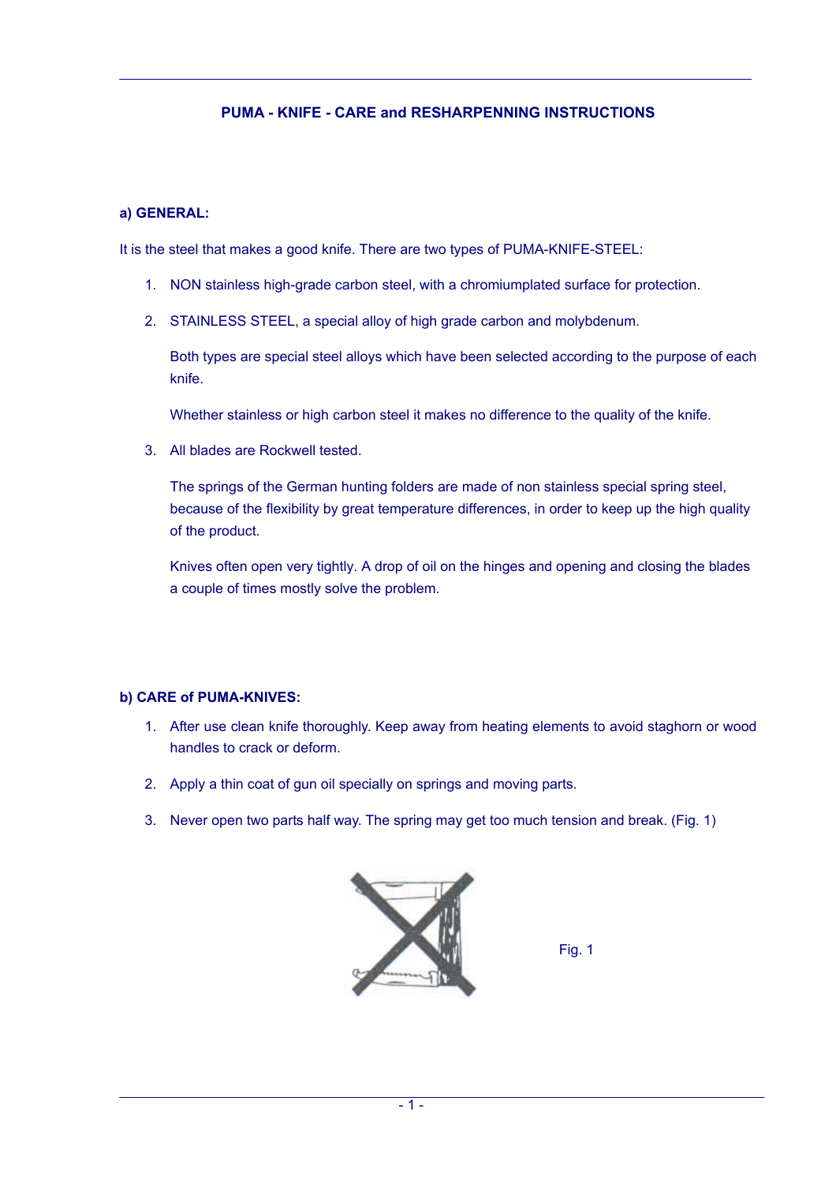# PUMA - KNIFE - CARE and RESHARPENNING INSTRUCTIONS

## a) GENERAL:

It is the steel that makes a good knife. There are two types of PUMA-KNIFE-STEEL:

1. NON stainless high-grade carbon steel, with a chromiumplated surface for protection.

2. STAINLESS STEEL, a special alloy of high grade carbon and molybdenum.

   Both types are special steel alloys which have been selected according to the purpose of each knife.

   Whether stainless or high carbon steel it makes no difference to the quality of the knife.

3. All blades are Rockwell tested.

   The springs of the German hunting folders are made of non stainless special spring steel, because of the flexibility by great temperature differences, in order to keep up the high quality of the product.

   Knives often open very tightly. A drop of oil on the hinges and opening and closing the blades a couple of times mostly solve the problem.

## b) CARE of PUMA-KNIVES:

1. After use clean knife thoroughly. Keep away from heating elements to avoid staghorn or wood handles to crack or deform.

2. Apply a thin coat of gun oil specially on springs and moving parts.

3. Never open two parts half way. The spring may get too much tension and break. (Fig. 1)

Fig. 1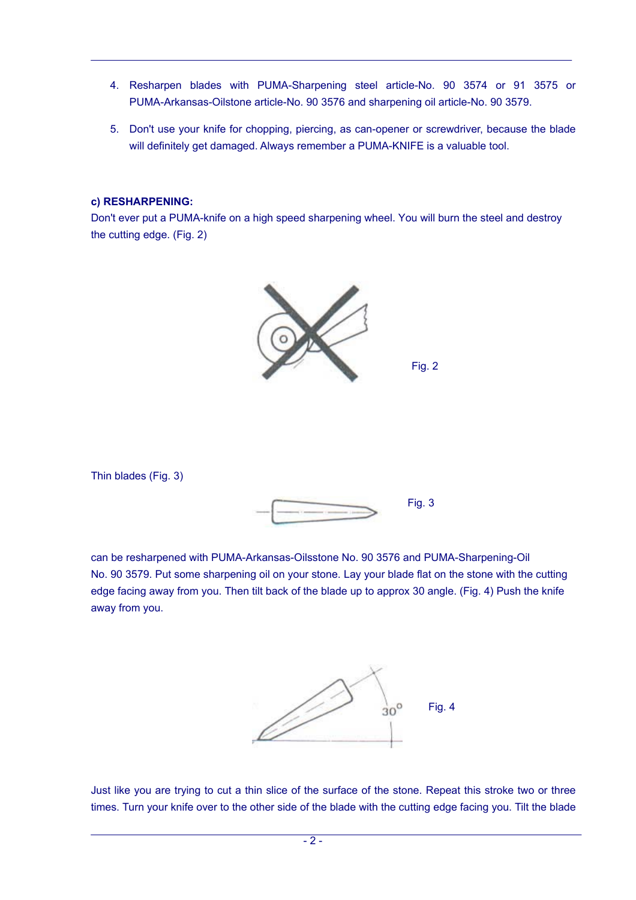4. Resharpen blades with PUMA-Sharpening steel article-No. 90 3574 or 91 3575 or PUMA-Arkansas-Oilstone article-No. 90 3576 and sharpening oil article-No. 90 3579.

5. Don't use your knife for chopping, piercing, as can-opener or screwdriver, because the blade will definitely get damaged. Always remember a PUMA-KNIFE is a valuable tool.

**c) RESHARPENING:**

Don't ever put a PUMA-knife on a high speed sharpening wheel. You will burn the steel and destroy the cutting edge. (Fig. 2)

Fig. 2

Thin blades (Fig. 3)

Fig. 3

can be resharpened with PUMA-Arkansas-Oilsstone No. 90 3576 and PUMA-Sharpening-Oil No. 90 3579. Put some sharpening oil on your stone. Lay your blade flat on the stone with the cutting edge facing away from you. Then tilt back of the blade up to approx 30 angle. (Fig. 4) Push the knife away from you.

Fig. 4

Just like you are trying to cut a thin slice of the surface of the stone. Repeat this stroke two or three times. Turn your knife over to the other side of the blade with the cutting edge facing you. Tilt the blade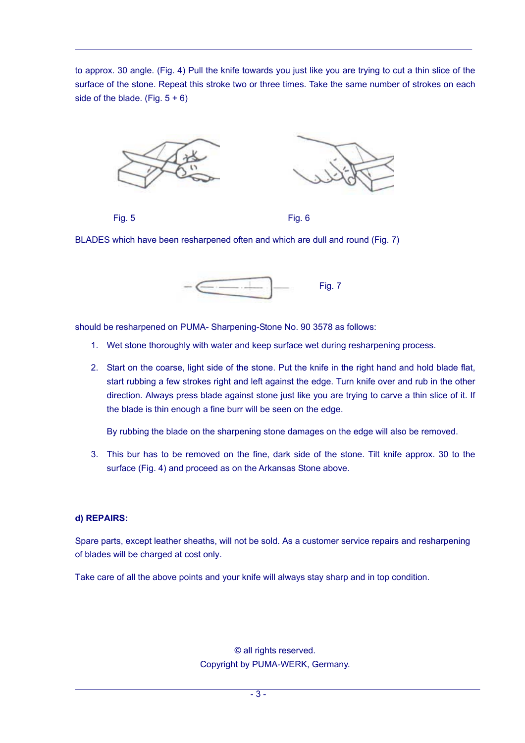to approx. 30 angle. (Fig. 4) Pull the knife towards you just like you are trying to cut a thin slice of the surface of the stone. Repeat this stroke two or three times. Take the same number of strokes on each side of the blade. (Fig. 5 + 6)

Fig. 5

Fig. 6

BLADES which have been resharpened often and which are dull and round (Fig. 7)

Fig. 7

should be resharpened on PUMA- Sharpening-Stone No. 90 3578 as follows:

1. Wet stone thoroughly with water and keep surface wet during resharpening process.

2. Start on the coarse, light side of the stone. Put the knife in the right hand and hold blade flat, start rubbing a few strokes right and left against the edge. Turn knife over and rub in the other direction. Always press blade against stone just like you are trying to carve a thin slice of it. If the blade is thin enough a fine burr will be seen on the edge.

   By rubbing the blade on the sharpening stone damages on the edge will also be removed.

3. This bur has to be removed on the fine, dark side of the stone. Tilt knife approx. 30 to the surface (Fig. 4) and proceed as on the Arkansas Stone above.

**d) REPAIRS:**

Spare parts, except leather sheaths, will not be sold. As a customer service repairs and resharpening of blades will be charged at cost only.

Take care of all the above points and your knife will always stay sharp and in top condition.

© all rights reserved.
Copyright by PUMA-WERK, Germany.